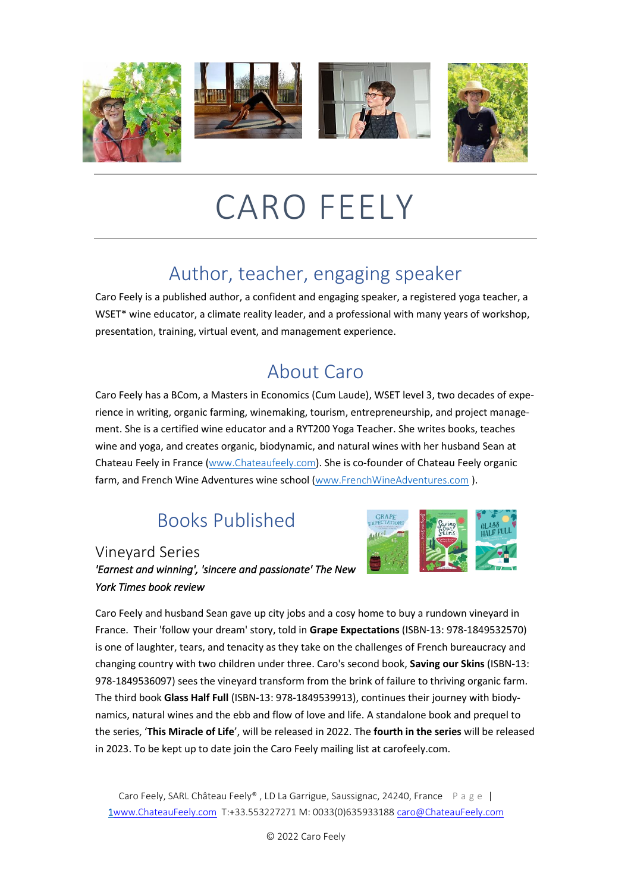# CARO FEELY

## Author, teacher, engaging speaker

Caro Feely is a published author, a confident and engaging speaker, a registered yoga teacher, a WSET* wine educator, a climate reality leader, and a professional with many years of workshop, presentation, training, virtual event, and management experience.

## About Caro

Caro Feely has a BCom, a Masters in Economics (Cum Laude), WSET level 3, two decades of experience in writing, organic farming, winemaking, tourism, entrepreneurship, and project management. She is a certified wine educator and a RYT200 Yoga Teacher. She writes books, teaches wine and yoga, and creates organic, biodynamic, and natural wines with her husband Sean at Chateau Feely in France ([www.Chateaufeely.com](www.Chateaufeely.com)). She is co-founder of Chateau Feely organic farm, and French Wine Adventures wine school ([www.FrenchWineAdventures.com](www.FrenchWineAdventures.com) ).

## Books Published

### Vineyard Series

*'Earnest and winning', 'sincere and passionate' The New York Times book review*

Caro Feely and husband Sean gave up city jobs and a cosy home to buy a rundown vineyard in France. Their 'follow your dream' story, told in **Grape Expectations** (ISBN-13: 978-1849532570) is one of laughter, tears, and tenacity as they take on the challenges of French bureaucracy and changing country with two children under three. Caro's second book, **Saving our Skins** (ISBN-13: 978-1849536097) sees the vineyard transform from the brink of failure to thriving organic farm. The third book **Glass Half Full** (ISBN-13: 978-1849539913), continues their journey with biodynamics, natural wines and the ebb and flow of love and life. A standalone book and prequel to the series, '**This Miracle of Life**', will be released in 2022. The **fourth in the series** will be released in 2023. To be kept up to date join the Caro Feely mailing list at carofeely.com.

Caro Feely, SARL Château Feely® , LD La Garrigue, Saussignac, 24240, France
www.ChateauFeely.com T:+33.553227271 M: 0033(0)635933188 caro@ChateauFeely.com

© 2022 Caro Feely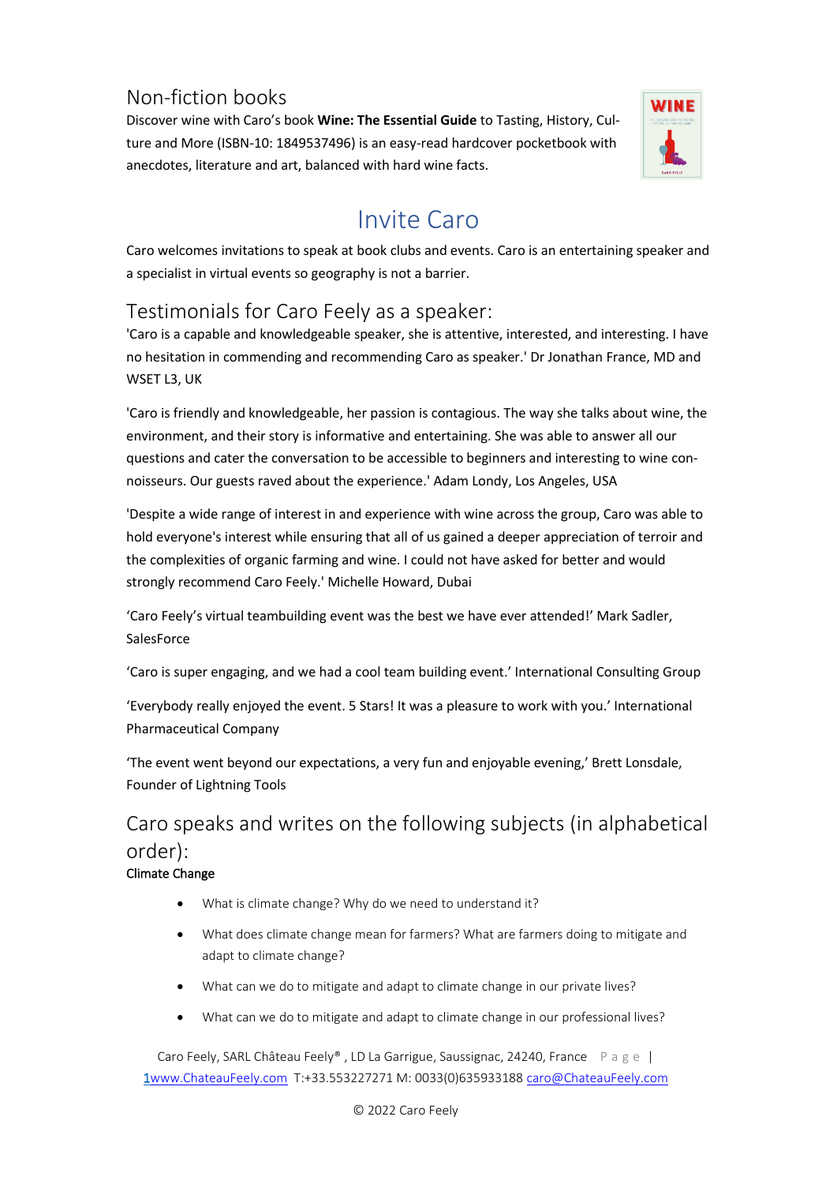## Non-fiction books

Discover wine with Caro's book **Wine: The Essential Guide** to Tasting, History, Culture and More (ISBN-10: 1849537496) is an easy-read hardcover pocketbook with anecdotes, literature and art, balanced with hard wine facts.

# Invite Caro

Caro welcomes invitations to speak at book clubs and events. Caro is an entertaining speaker and a specialist in virtual events so geography is not a barrier.

## Testimonials for Caro Feely as a speaker:

'Caro is a capable and knowledgeable speaker, she is attentive, interested, and interesting. I have no hesitation in commending and recommending Caro as speaker.' Dr Jonathan France, MD and WSET L3, UK

'Caro is friendly and knowledgeable, her passion is contagious. The way she talks about wine, the environment, and their story is informative and entertaining. She was able to answer all our questions and cater the conversation to be accessible to beginners and interesting to wine connoisseurs. Our guests raved about the experience.' Adam Londy, Los Angeles, USA

'Despite a wide range of interest in and experience with wine across the group, Caro was able to hold everyone's interest while ensuring that all of us gained a deeper appreciation of terroir and the complexities of organic farming and wine. I could not have asked for better and would strongly recommend Caro Feely.' Michelle Howard, Dubai

'Caro Feely's virtual teambuilding event was the best we have ever attended!' Mark Sadler, SalesForce

'Caro is super engaging, and we had a cool team building event.' International Consulting Group

'Everybody really enjoyed the event. 5 Stars! It was a pleasure to work with you.' International Pharmaceutical Company

'The event went beyond our expectations, a very fun and enjoyable evening,' Brett Lonsdale, Founder of Lightning Tools

## Caro speaks and writes on the following subjects (in alphabetical order):

**Climate Change**

- What is climate change? Why do we need to understand it?
- What does climate change mean for farmers? What are farmers doing to mitigate and adapt to climate change?
- What can we do to mitigate and adapt to climate change in our private lives?
- What can we do to mitigate and adapt to climate change in our professional lives?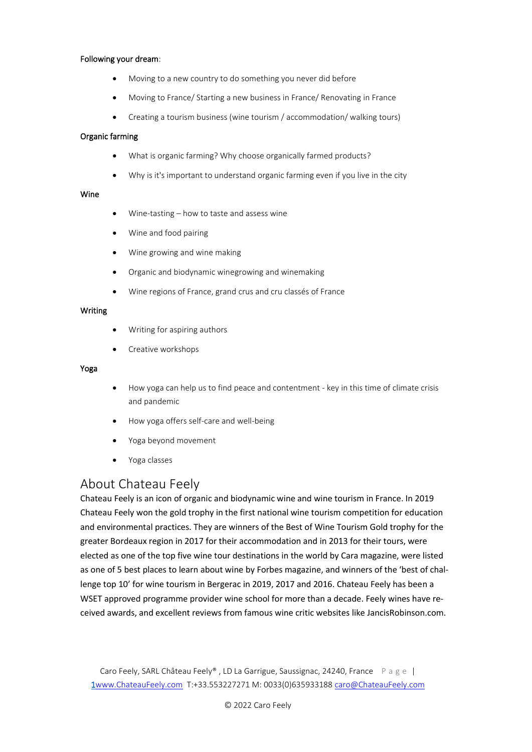Following your dream:

- Moving to a new country to do something you never did before
- Moving to France/ Starting a new business in France/ Renovating in France
- Creating a tourism business (wine tourism / accommodation/ walking tours)

Organic farming

- What is organic farming? Why choose organically farmed products?
- Why is it's important to understand organic farming even if you live in the city

Wine

- Wine-tasting – how to taste and assess wine
- Wine and food pairing
- Wine growing and wine making
- Organic and biodynamic winegrowing and winemaking
- Wine regions of France, grand crus and cru classés of France

Writing

- Writing for aspiring authors
- Creative workshops

Yoga

- How yoga can help us to find peace and contentment - key in this time of climate crisis and pandemic
- How yoga offers self-care and well-being
- Yoga beyond movement
- Yoga classes

## About Chateau Feely

Chateau Feely is an icon of organic and biodynamic wine and wine tourism in France. In 2019 Chateau Feely won the gold trophy in the first national wine tourism competition for education and environmental practices. They are winners of the Best of Wine Tourism Gold trophy for the greater Bordeaux region in 2017 for their accommodation and in 2013 for their tours, were elected as one of the top five wine tour destinations in the world by Cara magazine, were listed as one of 5 best places to learn about wine by Forbes magazine, and winners of the 'best of challenge top 10' for wine tourism in Bergerac in 2019, 2017 and 2016. Chateau Feely has been a WSET approved programme provider wine school for more than a decade. Feely wines have received awards, and excellent reviews from famous wine critic websites like JancisRobinson.com.

Caro Feely, SARL Château Feely®, LD La Garrigue, Saussignac, 24240, France
www.ChateauFeely.com T:+33.553227271 M: 0033(0)635933188 caro@ChateauFeely.com

© 2022 Caro Feely